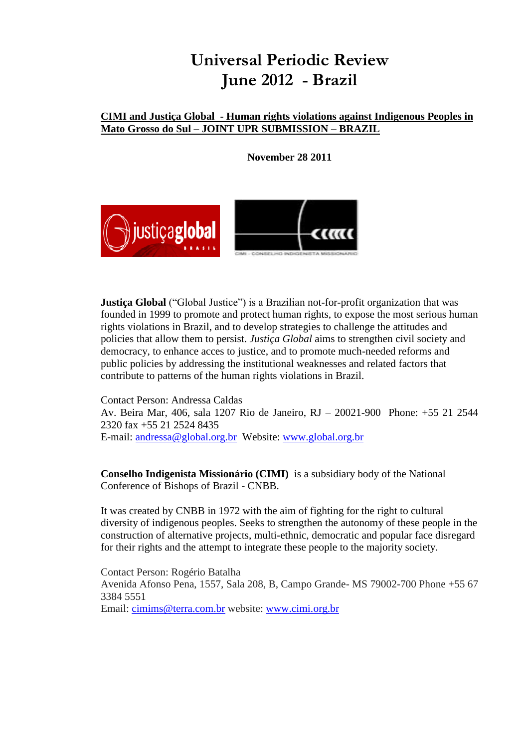# Universal Periodic Review
# June 2012 - Brazil

**CIMI and Justiça Global - Human rights violations against Indigenous Peoples in Mato Grosso do Sul – JOINT UPR SUBMISSION – BRAZIL**

**November 28 2011**

**Justiça Global** ("Global Justice") is a Brazilian not-for-profit organization that was founded in 1999 to promote and protect human rights, to expose the most serious human rights violations in Brazil, and to develop strategies to challenge the attitudes and policies that allow them to persist. *Justiça Global* aims to strengthen civil society and democracy, to enhance acces to justice, and to promote much-needed reforms and public policies by addressing the institutional weaknesses and related factors that contribute to patterns of the human rights violations in Brazil.

Contact Person: Andressa Caldas
Av. Beira Mar, 406, sala 1207 Rio de Janeiro, RJ – 20021-900 Phone: +55 21 2544 2320 fax +55 21 2524 8435
E-mail: andressa@global.org.br Website: www.global.org.br

**Conselho Indigenista Missionário (CIMI)** is a subsidiary body of the National Conference of Bishops of Brazil - CNBB.

It was created by CNBB in 1972 with the aim of fighting for the right to cultural diversity of indigenous peoples. Seeks to strengthen the autonomy of these people in the construction of alternative projects, multi-ethnic, democratic and popular face disregard for their rights and the attempt to integrate these people to the majority society.

Contact Person: Rogério Batalha
Avenida Afonso Pena, 1557, Sala 208, B, Campo Grande- MS 79002-700 Phone +55 67 3384 5551
Email: cimims@terra.com.br website: www.cimi.org.br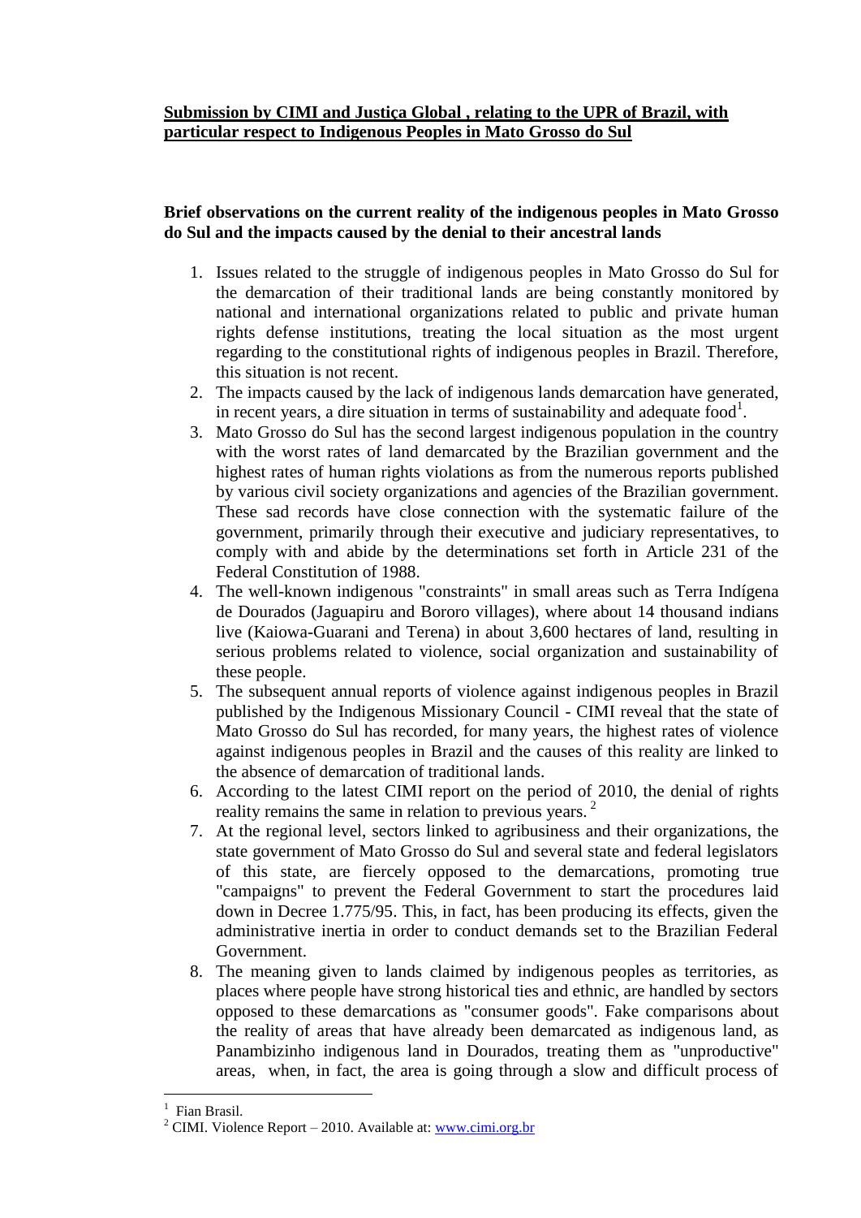**Submission by CIMI and Justiça Global , relating to the UPR of Brazil, with particular respect to Indigenous Peoples in Mato Grosso do Sul**

**Brief observations on the current reality of the indigenous peoples in Mato Grosso do Sul and the impacts caused by the denial to their ancestral lands**

1. Issues related to the struggle of indigenous peoples in Mato Grosso do Sul for the demarcation of their traditional lands are being constantly monitored by national and international organizations related to public and private human rights defense institutions, treating the local situation as the most urgent regarding to the constitutional rights of indigenous peoples in Brazil. Therefore, this situation is not recent.
2. The impacts caused by the lack of indigenous lands demarcation have generated, in recent years, a dire situation in terms of sustainability and adequate food[1].
3. Mato Grosso do Sul has the second largest indigenous population in the country with the worst rates of land demarcated by the Brazilian government and the highest rates of human rights violations as from the numerous reports published by various civil society organizations and agencies of the Brazilian government. These sad records have close connection with the systematic failure of the government, primarily through their executive and judiciary representatives, to comply with and abide by the determinations set forth in Article 231 of the Federal Constitution of 1988.
4. The well-known indigenous "constraints" in small areas such as Terra Indígena de Dourados (Jaguapiru and Bororo villages), where about 14 thousand indians live (Kaiowa-Guarani and Terena) in about 3,600 hectares of land, resulting in serious problems related to violence, social organization and sustainability of these people.
5. The subsequent annual reports of violence against indigenous peoples in Brazil published by the Indigenous Missionary Council - CIMI reveal that the state of Mato Grosso do Sul has recorded, for many years, the highest rates of violence against indigenous peoples in Brazil and the causes of this reality are linked to the absence of demarcation of traditional lands.
6. According to the latest CIMI report on the period of 2010, the denial of rights reality remains the same in relation to previous years. [2]
7. At the regional level, sectors linked to agribusiness and their organizations, the state government of Mato Grosso do Sul and several state and federal legislators of this state, are fiercely opposed to the demarcations, promoting true "campaigns" to prevent the Federal Government to start the procedures laid down in Decree 1.775/95. This, in fact, has been producing its effects, given the administrative inertia in order to conduct demands set to the Brazilian Federal Government.
8. The meaning given to lands claimed by indigenous peoples as territories, as places where people have strong historical ties and ethnic, are handled by sectors opposed to these demarcations as "consumer goods". Fake comparisons about the reality of areas that have already been demarcated as indigenous land, as Panambizinho indigenous land in Dourados, treating them as "unproductive" areas, when, in fact, the area is going through a slow and difficult process of

---

[1] Fian Brasil.

[2] CIMI. Violence Report – 2010. Available at: www.cimi.org.br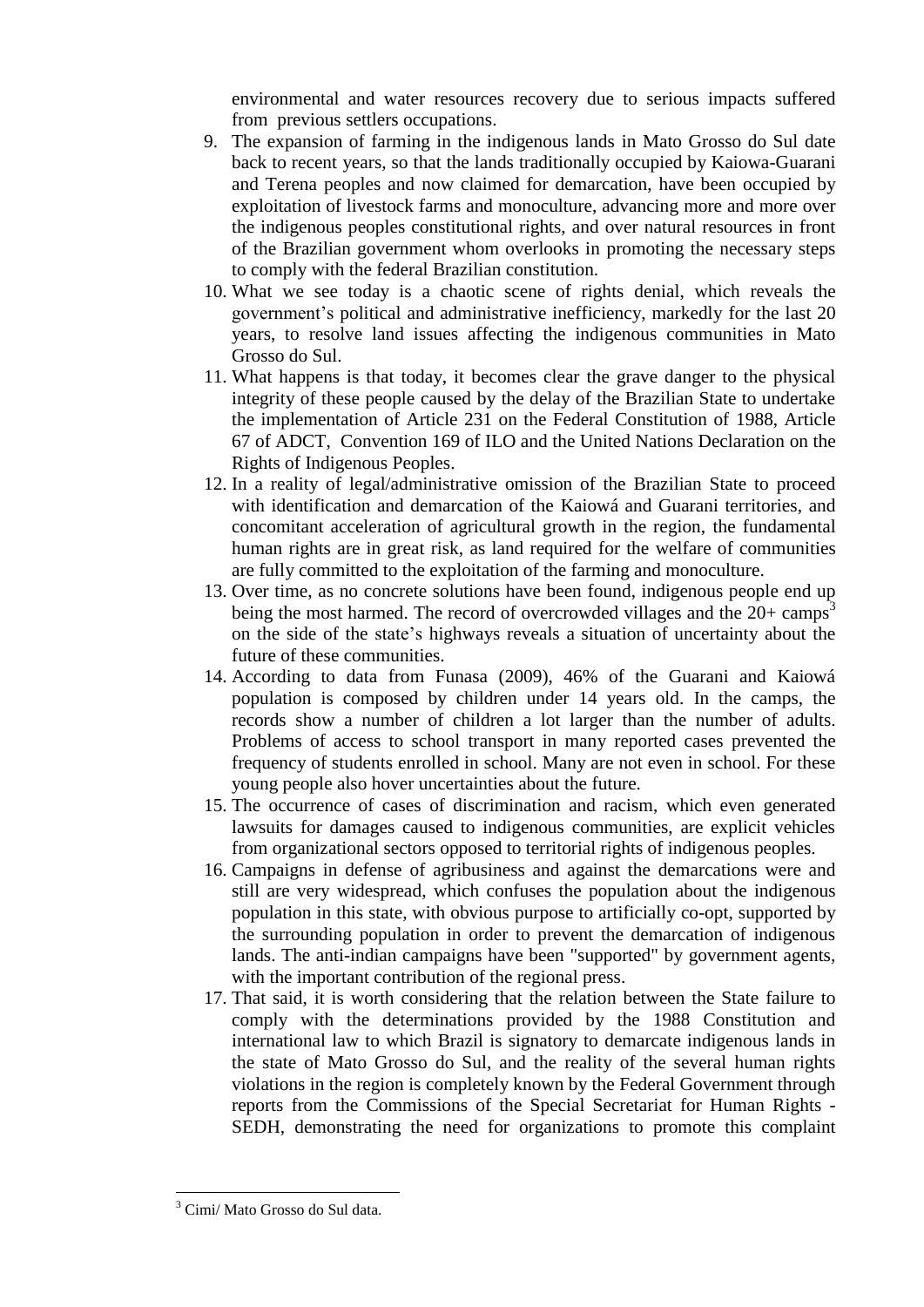environmental and water resources recovery due to serious impacts suffered from previous settlers occupations.

9. The expansion of farming in the indigenous lands in Mato Grosso do Sul date back to recent years, so that the lands traditionally occupied by Kaiowa-Guarani and Terena peoples and now claimed for demarcation, have been occupied by exploitation of livestock farms and monoculture, advancing more and more over the indigenous peoples constitutional rights, and over natural resources in front of the Brazilian government whom overlooks in promoting the necessary steps to comply with the federal Brazilian constitution.
10. What we see today is a chaotic scene of rights denial, which reveals the government's political and administrative inefficiency, markedly for the last 20 years, to resolve land issues affecting the indigenous communities in Mato Grosso do Sul.
11. What happens is that today, it becomes clear the grave danger to the physical integrity of these people caused by the delay of the Brazilian State to undertake the implementation of Article 231 on the Federal Constitution of 1988, Article 67 of ADCT, Convention 169 of ILO and the United Nations Declaration on the Rights of Indigenous Peoples.
12. In a reality of legal/administrative omission of the Brazilian State to proceed with identification and demarcation of the Kaiowá and Guarani territories, and concomitant acceleration of agricultural growth in the region, the fundamental human rights are in great risk, as land required for the welfare of communities are fully committed to the exploitation of the farming and monoculture.
13. Over time, as no concrete solutions have been found, indigenous people end up being the most harmed. The record of overcrowded villages and the 20+ camps[3] on the side of the state's highways reveals a situation of uncertainty about the future of these communities.
14. According to data from Funasa (2009), 46% of the Guarani and Kaiowá population is composed by children under 14 years old. In the camps, the records show a number of children a lot larger than the number of adults. Problems of access to school transport in many reported cases prevented the frequency of students enrolled in school. Many are not even in school. For these young people also hover uncertainties about the future.
15. The occurrence of cases of discrimination and racism, which even generated lawsuits for damages caused to indigenous communities, are explicit vehicles from organizational sectors opposed to territorial rights of indigenous peoples.
16. Campaigns in defense of agribusiness and against the demarcations were and still are very widespread, which confuses the population about the indigenous population in this state, with obvious purpose to artificially co-opt, supported by the surrounding population in order to prevent the demarcation of indigenous lands. The anti-indian campaigns have been "supported" by government agents, with the important contribution of the regional press.
17. That said, it is worth considering that the relation between the State failure to comply with the determinations provided by the 1988 Constitution and international law to which Brazil is signatory to demarcate indigenous lands in the state of Mato Grosso do Sul, and the reality of the several human rights violations in the region is completely known by the Federal Government through reports from the Commissions of the Special Secretariat for Human Rights - SEDH, demonstrating the need for organizations to promote this complaint

[3] Cimi/ Mato Grosso do Sul data.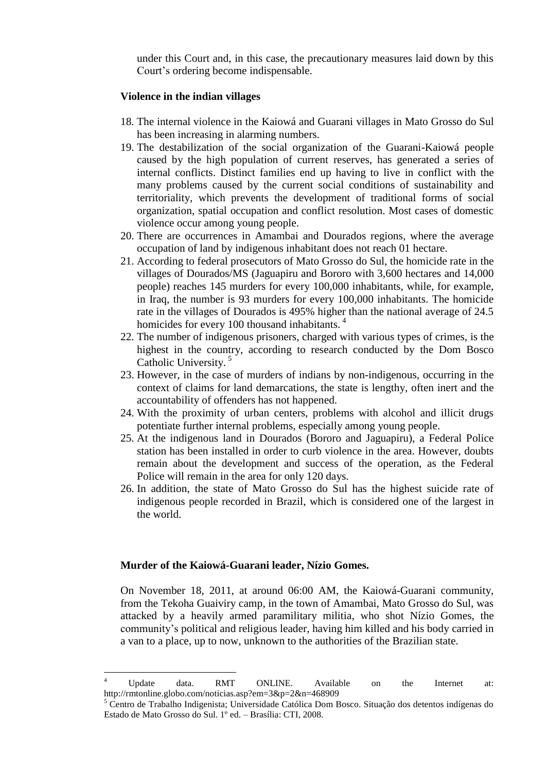under this Court and, in this case, the precautionary measures laid down by this Court's ordering become indispensable.

**Violence in the indian villages**

18. The internal violence in the Kaiowá and Guarani villages in Mato Grosso do Sul has been increasing in alarming numbers.
19. The destabilization of the social organization of the Guarani-Kaiowá people caused by the high population of current reserves, has generated a series of internal conflicts. Distinct families end up having to live in conflict with the many problems caused by the current social conditions of sustainability and territoriality, which prevents the development of traditional forms of social organization, spatial occupation and conflict resolution. Most cases of domestic violence occur among young people.
20. There are occurrences in Amambai and Dourados regions, where the average occupation of land by indigenous inhabitant does not reach 01 hectare.
21. According to federal prosecutors of Mato Grosso do Sul, the homicide rate in the villages of Dourados/MS (Jaguapiru and Bororo with 3,600 hectares and 14,000 people) reaches 145 murders for every 100,000 inhabitants, while, for example, in Iraq, the number is 93 murders for every 100,000 inhabitants. The homicide rate in the villages of Dourados is 495% higher than the national average of 24.5 homicides for every 100 thousand inhabitants. [4]
22. The number of indigenous prisoners, charged with various types of crimes, is the highest in the country, according to research conducted by the Dom Bosco Catholic University. [5]
23. However, in the case of murders of indians by non-indigenous, occurring in the context of claims for land demarcations, the state is lengthy, often inert and the accountability of offenders has not happened.
24. With the proximity of urban centers, problems with alcohol and illicit drugs potentiate further internal problems, especially among young people.
25. At the indigenous land in Dourados (Bororo and Jaguapiru), a Federal Police station has been installed in order to curb violence in the area. However, doubts remain about the development and success of the operation, as the Federal Police will remain in the area for only 120 days.
26. In addition, the state of Mato Grosso do Sul has the highest suicide rate of indigenous people recorded in Brazil, which is considered one of the largest in the world.

**Murder of the Kaiowá-Guarani leader, Nízio Gomes.**

On November 18, 2011, at around 06:00 AM, the Kaiowá-Guarani community, from the Tekoha Guaiviry camp, in the town of Amambai, Mato Grosso do Sul, was attacked by a heavily armed paramilitary militia, who shot Nízio Gomes, the community's political and religious leader, having him killed and his body carried in a van to a place, up to now, unknown to the authorities of the Brazilian state.

---

[4] Update data. RMT ONLINE. Available on the Internet at: http://rmtonline.globo.com/noticias.asp?em=3&p=2&n=468909

[5] Centro de Trabalho Indigenista; Universidade Católica Dom Bosco. Situação dos detentos indígenas do Estado de Mato Grosso do Sul. 1º ed. – Brasília: CTI, 2008.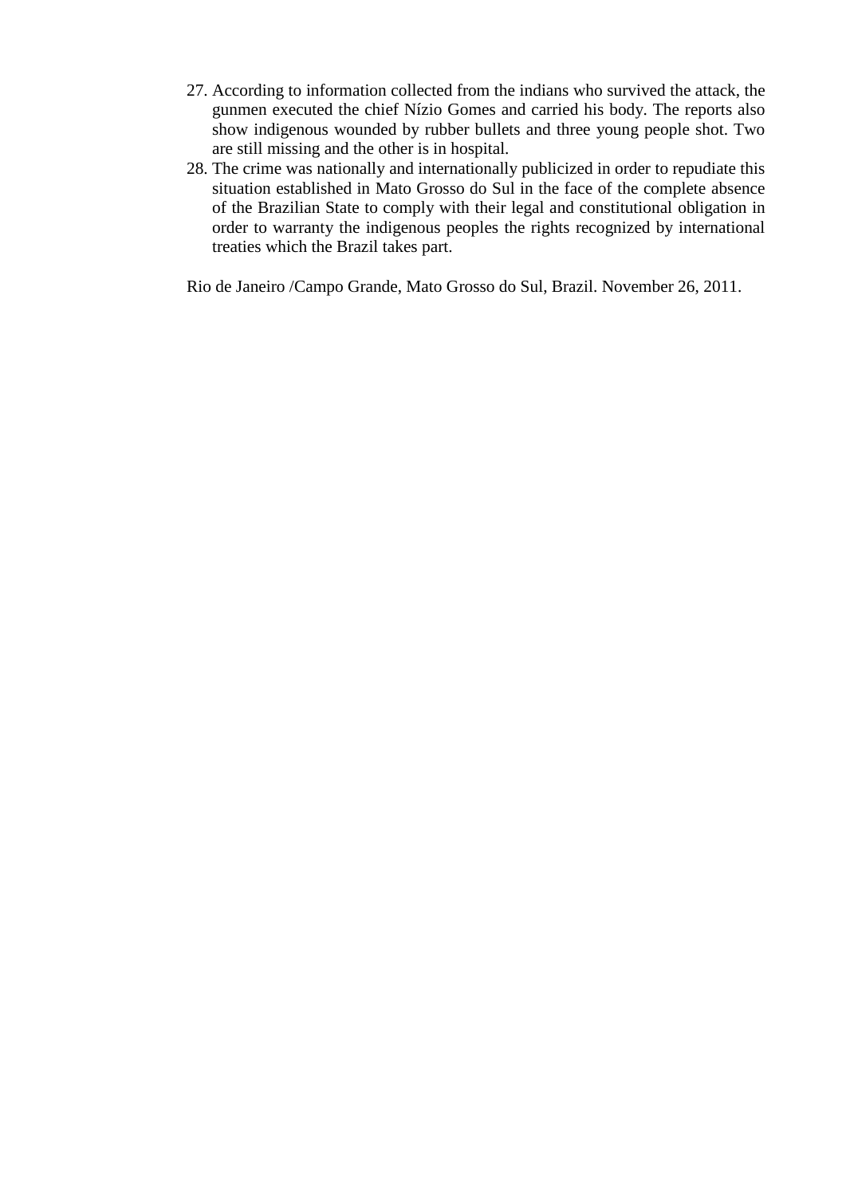27. According to information collected from the indians who survived the attack, the gunmen executed the chief Nízio Gomes and carried his body. The reports also show indigenous wounded by rubber bullets and three young people shot. Two are still missing and the other is in hospital.
28. The crime was nationally and internationally publicized in order to repudiate this situation established in Mato Grosso do Sul in the face of the complete absence of the Brazilian State to comply with their legal and constitutional obligation in order to warranty the indigenous peoples the rights recognized by international treaties which the Brazil takes part.

Rio de Janeiro /Campo Grande, Mato Grosso do Sul, Brazil. November 26, 2011.